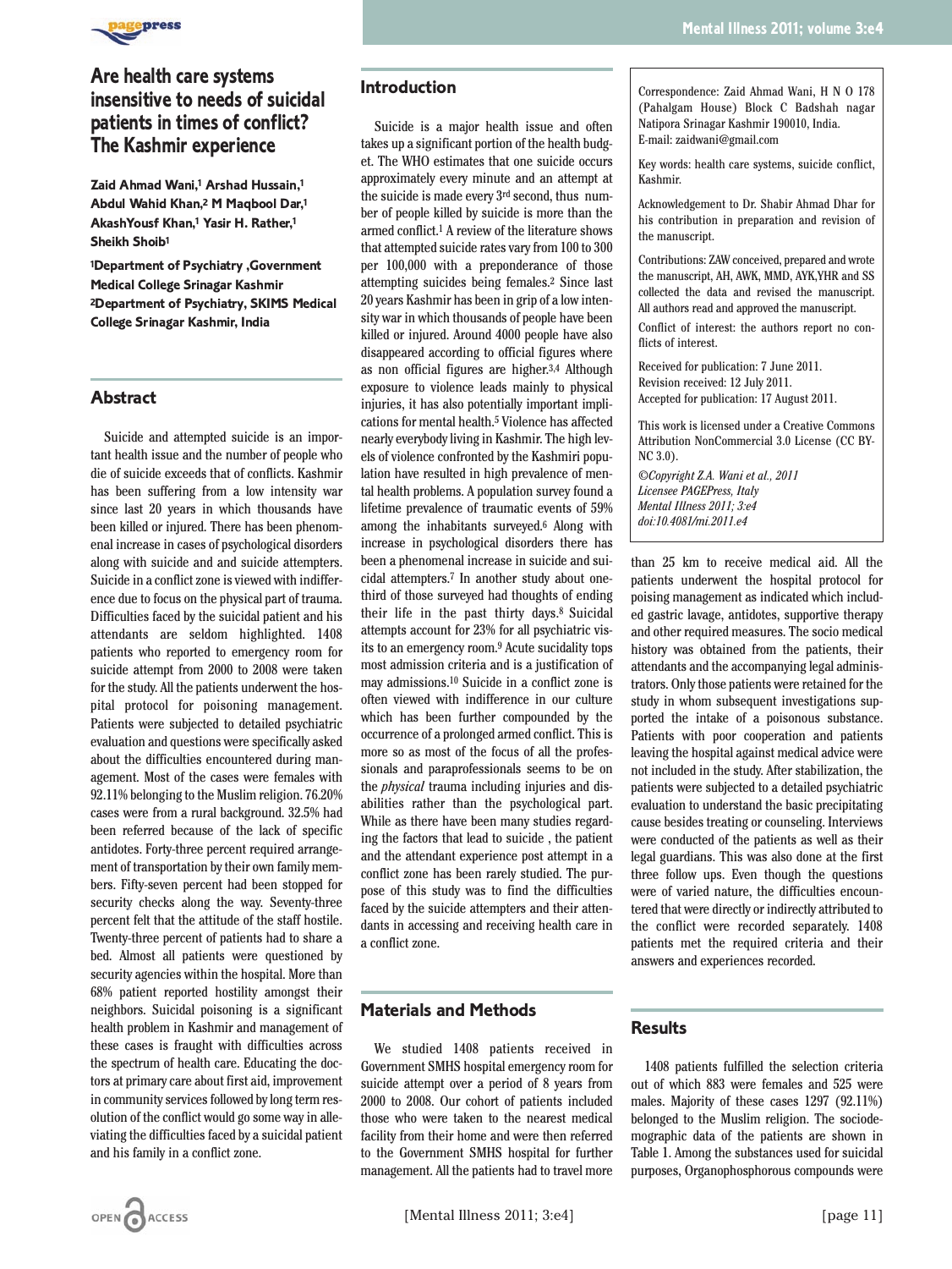# Are health care systems insensitive to needs of suicidal patients in times of conflict? The Kashmir experience

**Zaid Ahmad Wani,[1] Arshad Hussain,[1] Abdul Wahid Khan,[2] M Maqbool Dar,[1] AkashYousf Khan,[1] Yasir H. Rather,[1] Sheikh Shoib[1]**

**[1]Department of Psychiatry ,Government Medical College Srinagar Kashmir**
**[2]Department of Psychiatry, SKIMS Medical College Srinagar Kashmir, India**

## Abstract

Suicide and attempted suicide is an important health issue and the number of people who die of suicide exceeds that of conflicts. Kashmir has been suffering from a low intensity war since last 20 years in which thousands have been killed or injured. There has been phenomenal increase in cases of psychological disorders along with suicide and and suicide attempters. Suicide in a conflict zone is viewed with indifference due to focus on the physical part of trauma. Difficulties faced by the suicidal patient and his attendants are seldom highlighted. 1408 patients who reported to emergency room for suicide attempt from 2000 to 2008 were taken for the study. All the patients underwent the hospital protocol for poisoning management. Patients were subjected to detailed psychiatric evaluation and questions were specifically asked about the difficulties encountered during management. Most of the cases were females with 92.11% belonging to the Muslim religion. 76.20% cases were from a rural background. 32.5% had been referred because of the lack of specific antidotes. Forty-three percent required arrangement of transportation by their own family members. Fifty-seven percent had been stopped for security checks along the way. Seventy-three percent felt that the attitude of the staff hostile. Twenty-three percent of patients had to share a bed. Almost all patients were questioned by security agencies within the hospital. More than 68% patient reported hostility amongst their neighbors. Suicidal poisoning is a significant health problem in Kashmir and management of these cases is fraught with difficulties across the spectrum of health care. Educating the doctors at primary care about first aid, improvement in community services followed by long term resolution of the conflict would go some way in alleviating the difficulties faced by a suicidal patient and his family in a conflict zone.

## Introduction

Suicide is a major health issue and often takes up a significant portion of the health budget. The WHO estimates that one suicide occurs approximately every minute and an attempt at the suicide is made every 3rd second, thus number of people killed by suicide is more than the armed conflict.[1] A review of the literature shows that attempted suicide rates vary from 100 to 300 per 100,000 with a preponderance of those attempting suicides being females.[2] Since last 20 years Kashmir has been in grip of a low intensity war in which thousands of people have been killed or injured. Around 4000 people have also disappeared according to official figures where as non official figures are higher.[3,4] Although exposure to violence leads mainly to physical injuries, it has also potentially important implications for mental health.[5] Violence has affected nearly everybody living in Kashmir. The high levels of violence confronted by the Kashmiri population have resulted in high prevalence of mental health problems. A population survey found a lifetime prevalence of traumatic events of 59% among the inhabitants surveyed.[6] Along with increase in psychological disorders there has been a phenomenal increase in suicide and suicidal attempters.[7] In another study about one-third of those surveyed had thoughts of ending their life in the past thirty days.[8] Suicidal attempts account for 23% for all psychiatric visits to an emergency room.[9] Acute sucidality tops most admission criteria and is a justification of may admissions.[10] Suicide in a conflict zone is often viewed with indifference in our culture which has been further compounded by the occurrence of a prolonged armed conflict. This is more so as most of the focus of all the professionals and paraprofessionals seems to be on the *physical* trauma including injuries and disabilities rather than the psychological part. While as there have been many studies regarding the factors that lead to suicide , the patient and the attendant experience post attempt in a conflict zone has been rarely studied. The purpose of this study was to find the difficulties faced by the suicide attempters and their attendants in accessing and receiving health care in a conflict zone.

## Materials and Methods

We studied 1408 patients received in Government SMHS hospital emergency room for suicide attempt over a period of 8 years from 2000 to 2008. Our cohort of patients included those who were taken to the nearest medical facility from their home and were then referred to the Government SMHS hospital for further management. All the patients had to travel more than 25 km to receive medical aid. All the patients underwent the hospital protocol for poising management as indicated which included gastric lavage, antidotes, supportive therapy and other required measures. The socio medical history was obtained from the patients, their attendants and the accompanying legal administrators. Only those patients were retained for the study in whom subsequent investigations supported the intake of a poisonous substance. Patients with poor cooperation and patients leaving the hospital against medical advice were not included in the study. After stabilization, the patients were subjected to a detailed psychiatric evaluation to understand the basic precipitating cause besides treating or counseling. Interviews were conducted of the patients as well as their legal guardians. This was also done at the first three follow ups. Even though the questions were of varied nature, the difficulties encountered that were directly or indirectly attributed to the conflict were recorded separately. 1408 patients met the required criteria and their answers and experiences recorded.

Correspondence: Zaid Ahmad Wani, H N O 178 (Pahalgam House) Block C Badshah nagar Natipora Srinagar Kashmir 190010, India.
E-mail: zaidwani@gmail.com

Key words: health care systems, suicide conflict, Kashmir.

Acknowledgement to Dr. Shabir Ahmad Dhar for his contribution in preparation and revision of the manuscript.

Contributions: ZAW conceived, prepared and wrote the manuscript, AH, AWK, MMD, AYK,YHR and SS collected the data and revised the manuscript. All authors read and approved the manuscript.

Conflict of interest: the authors report no conflicts of interest.

Received for publication: 7 June 2011.
Revision received: 12 July 2011.
Accepted for publication: 17 August 2011.

This work is licensed under a Creative Commons Attribution NonCommercial 3.0 License (CC BY-NC 3.0).

*©Copyright Z.A. Wani et al., 2011*
*Licensee PAGEPress, Italy*
*Mental Illness 2011; 3:e4*
*doi:10.4081/mi.2011.e4*

## Results

1408 patients fulfilled the selection criteria out of which 883 were females and 525 were males. Majority of these cases 1297 (92.11%) belonged to the Muslim religion. The sociodemographic data of the patients are shown in Table 1. Among the substances used for suicidal purposes, Organophosphorous compounds were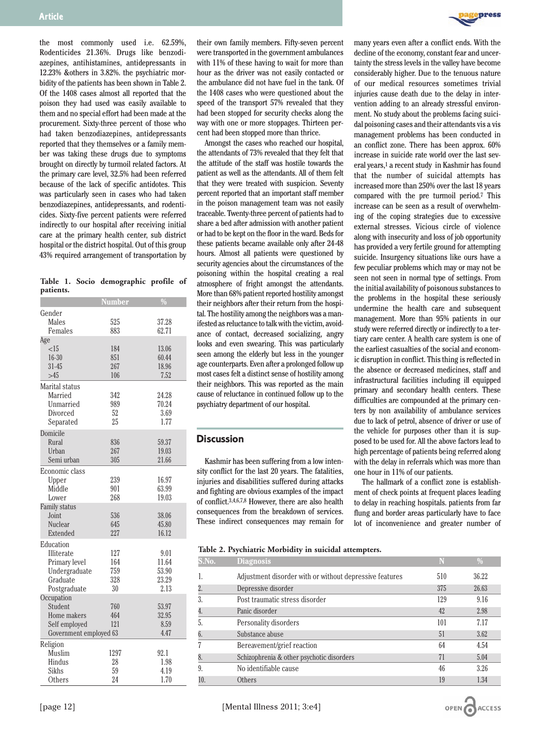the most commonly used i.e. 62.59%, Rodenticides 21.36%. Drugs like benzodiazepines, antihistamines, antidepressants in 12.23% &others in 3.82%. the psychiatric morbidity of the patients has been shown in Table 2. Of the 1408 cases almost all reported that the poison they had used was easily available to them and no special effort had been made at the procurement. Sixty-three percent of those who had taken benzodiazepines, antidepressants reported that they themselves or a family member was taking these drugs due to symptoms brought on directly by turmoil related factors. At the primary care level, 32.5% had been referred because of the lack of specific antidotes. This was particularly seen in cases who had taken benzodiazepines, antidepressants, and rodenticides. Sixty-five percent patients were referred indirectly to our hospital after receiving initial care at the primary health center, sub district hospital or the district hospital. Out of this group 43% required arrangement of transportation by their own family members. Fifty-seven percent were transported in the government ambulances with 11% of these having to wait for more than hour as the driver was not easily contacted or the ambulance did not have fuel in the tank. Of the 1408 cases who were questioned about the speed of the transport 57% revealed that they had been stopped for security checks along the way with one or more stoppages. Thirteen percent had been stopped more than thrice.

Amongst the cases who reached our hospital, the attendants of 73% revealed that they felt that the attitude of the staff was hostile towards the patient as well as the attendants. All of them felt that they were treated with suspicion. Seventy percent reported that an important staff member in the poison management team was not easily traceable. Twenty-three percent of patients had to share a bed after admission with another patient or had to be kept on the floor in the ward. Beds for these patients became available only after 24-48 hours. Almost all patients were questioned by security agencies about the circumstances of the poisoning within the hospital creating a real atmosphere of fright amongst the attendants. More than 68% patient reported hostility amongst their neighbors after their return from the hospital. The hostility among the neighbors was a manifested as reluctance to talk with the victim, avoidance of contact, decreased socializing, angry looks and even swearing. This was particularly seen among the elderly but less in the younger age counterparts. Even after a prolonged follow up most cases felt a distinct sense of hostility among their neighbors. This was reported as the main cause of reluctance in continued follow up to the psychiatry department of our hospital.

**Table 1. Socio demographic profile of patients.**

| | Number | % |
|---|---|---|
| **Gender** | | |
| Males | 525 | 37.28 |
| Females | 883 | 62.71 |
| **Age** | | |
| <15 | 184 | 13.06 |
| 16-30 | 851 | 60.44 |
| 31-45 | 267 | 18.96 |
| >45 | 106 | 7.52 |
| **Marital status** | | |
| Married | 342 | 24.28 |
| Unmarried | 989 | 70.24 |
| Divorced | 52 | 3.69 |
| Separated | 25 | 1.77 |
| **Domicile** | | |
| Rural | 836 | 59.37 |
| Urban | 267 | 19.03 |
| Semi urban | 305 | 21.66 |
| **Economic class** | | |
| Upper | 239 | 16.97 |
| Middle | 901 | 63.99 |
| Lower | 268 | 19.03 |
| **Family status** | | |
| Joint | 536 | 38.06 |
| Nuclear | 645 | 45.80 |
| Extended | 227 | 16.12 |
| **Education** | | |
| Illiterate | 127 | 9.01 |
| Primary level | 164 | 11.64 |
| Undergraduate | 759 | 53.90 |
| Graduate | 328 | 23.29 |
| Postgraduate | 30 | 2.13 |
| **Occupation** | | |
| Student | 760 | 53.97 |
| Home makers | 464 | 32.95 |
| Self employed | 121 | 8.59 |
| Government employed | 63 | 4.47 |
| **Religion** | | |
| Muslim | 1297 | 92.1 |
| Hindus | 28 | 1.98 |
| Sikhs | 59 | 4.19 |
| Others | 24 | 1.70 |

## Discussion

Kashmir has been suffering from a low intensity conflict for the last 20 years. The fatalities, injuries and disabilities suffered during attacks and fighting are obvious examples of the impact of conflict.[3,4,6,7,8] However, there are also health consequences from the breakdown of services. These indirect consequences may remain for many years even after a conflict ends. With the decline of the economy, constant fear and uncertainty the stress levels in the valley have become considerably higher. Due to the tenuous nature of our medical resources sometimes trivial injuries cause death due to the delay in intervention adding to an already stressful environment. No study about the problems facing suicidal poisoning cases and their attendants vis a vis management problems has been conducted in an conflict zone. There has been approx. 60% increase in suicide rate world over the last several years,[1] a recent study in Kashmir has found that the number of suicidal attempts has increased more than 250% over the last 18 years compared with the pre turmoil period.[7] This increase can be seen as a result of overwhelming of the coping strategies due to excessive external stresses. Vicious circle of violence along with insecurity and loss of job opportunity has provided a very fertile ground for attempting suicide. Insurgency situations like ours have a few peculiar problems which may or may not be seen not seen in normal type of settings. From the initial availability of poisonous substances to the problems in the hospital these seriously undermine the health care and subsequent management. More than 95% patients in our study were referred directly or indirectly to a tertiary care center. A health care system is one of the earliest casualties of the social and economic disruption in conflict. This thing is reflected in the absence or decreased medicines, staff and infrastructural facilities including ill equipped primary and secondary health centers. These difficulties are compounded at the primary centers by non availability of ambulance services due to lack of petrol, absence of driver or use of the vehicle for purposes other than it is supposed to be used for. All the above factors lead to high percentage of patients being referred along with the delay in referrals which was more than one hour in 11% of our patients.

The hallmark of a conflict zone is establishment of check points at frequent places leading to delay in reaching hospitals. patients from far flung and border areas particularly have to face lot of inconvenience and greater number of

**Table 2. Psychiatric Morbidity in suicidal attempters.**

| S.No. | Diagnosis | N | % |
|---|---|---|---|
| 1. | Adjustment disorder with or without depressive features | 510 | 36.22 |
| 2. | Depressive disorder | 375 | 26.63 |
| 3. | Post traumatic stress disorder | 129 | 9.16 |
| 4. | Panic disorder | 42 | 2.98 |
| 5. | Personality disorders | 101 | 7.17 |
| 6. | Substance abuse | 51 | 3.62 |
| 7 | Bereavement/grief reaction | 64 | 4.54 |
| 8. | Schizophrenia & other psychotic disorders | 71 | 5.04 |
| 9. | No identifiable cause | 46 | 3.26 |
| 10. | Others | 19 | 1.34 |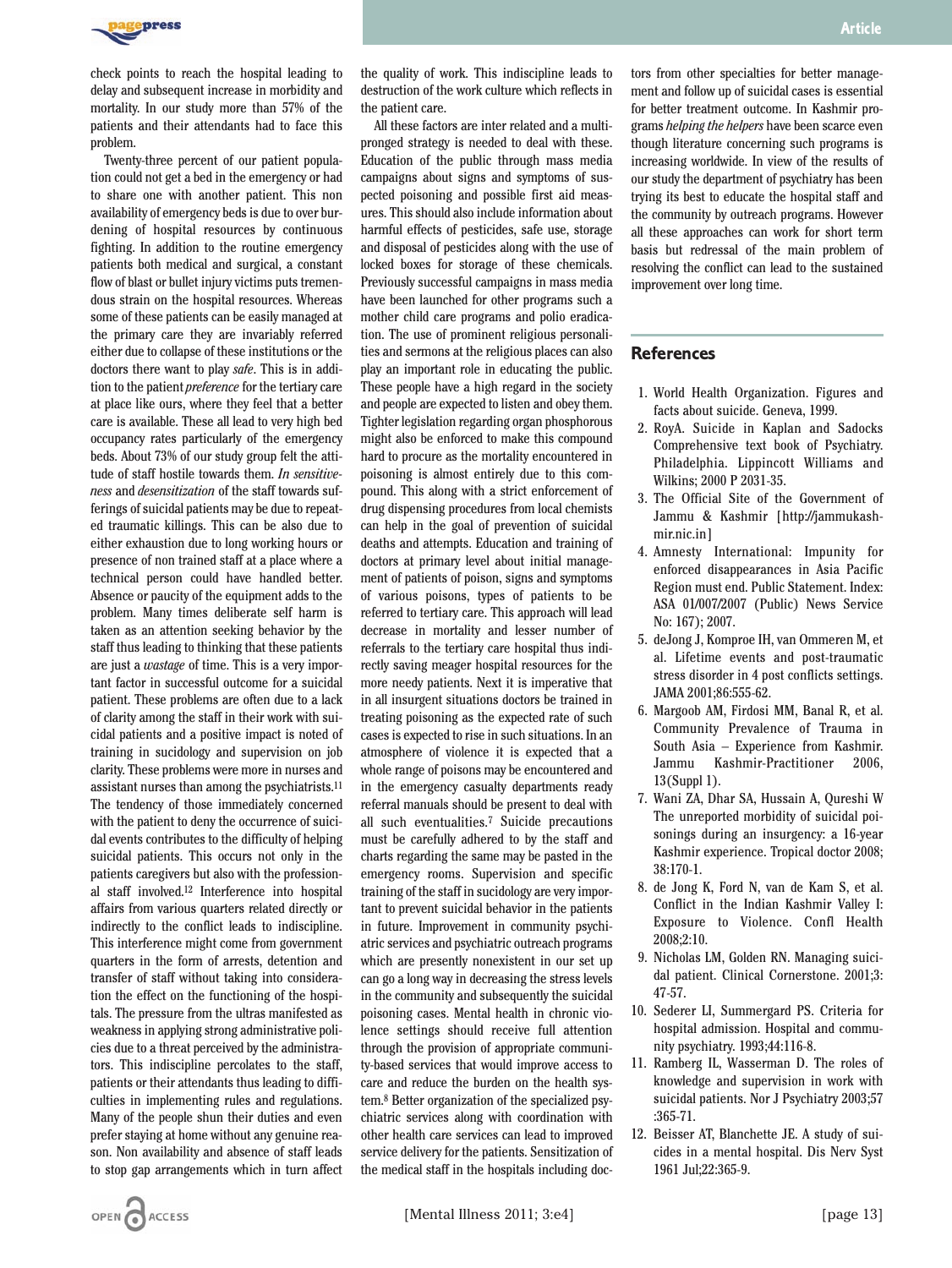check points to reach the hospital leading to delay and subsequent increase in morbidity and mortality. In our study more than 57% of the patients and their attendants had to face this problem.

Twenty-three percent of our patient population could not get a bed in the emergency or had to share one with another patient. This non availability of emergency beds is due to over burdening of hospital resources by continuous fighting. In addition to the routine emergency patients both medical and surgical, a constant flow of blast or bullet injury victims puts tremendous strain on the hospital resources. Whereas some of these patients can be easily managed at the primary care they are invariably referred either due to collapse of these institutions or the doctors there want to play *safe*. This is in addition to the patient *preference* for the tertiary care at place like ours, where they feel that a better care is available. These all lead to very high bed occupancy rates particularly of the emergency beds. About 73% of our study group felt the attitude of staff hostile towards them. *In sensitiveness* and *desensitization* of the staff towards sufferings of suicidal patients may be due to repeated traumatic killings. This can be also due to either exhaustion due to long working hours or presence of non trained staff at a place where a technical person could have handled better. Absence or paucity of the equipment adds to the problem. Many times deliberate self harm is taken as an attention seeking behavior by the staff thus leading to thinking that these patients are just a *wastage* of time. This is a very important factor in successful outcome for a suicidal patient. These problems are often due to a lack of clarity among the staff in their work with suicidal patients and a positive impact is noted of training in sucidology and supervision on job clarity. These problems were more in nurses and assistant nurses than among the psychiatrists.[11] The tendency of those immediately concerned with the patient to deny the occurrence of suicidal events contributes to the difficulty of helping suicidal patients. This occurs not only in the patients caregivers but also with the professional staff involved.[12] Interference into hospital affairs from various quarters related directly or indirectly to the conflict leads to indiscipline. This interference might come from government quarters in the form of arrests, detention and transfer of staff without taking into consideration the effect on the functioning of the hospitals. The pressure from the ultras manifested as weakness in applying strong administrative policies due to a threat perceived by the administrators. This indiscipline percolates to the staff, patients or their attendants thus leading to difficulties in implementing rules and regulations. Many of the people shun their duties and even prefer staying at home without any genuine reason. Non availability and absence of staff leads to stop gap arrangements which in turn affect the quality of work. This indiscipline leads to destruction of the work culture which reflects in the patient care.

All these factors are inter related and a multipronged strategy is needed to deal with these. Education of the public through mass media campaigns about signs and symptoms of suspected poisoning and possible first aid measures. This should also include information about harmful effects of pesticides, safe use, storage and disposal of pesticides along with the use of locked boxes for storage of these chemicals. Previously successful campaigns in mass media have been launched for other programs such a mother child care programs and polio eradication. The use of prominent religious personalities and sermons at the religious places can also play an important role in educating the public. These people have a high regard in the society and people are expected to listen and obey them. Tighter legislation regarding organ phosphorous might also be enforced to make this compound hard to procure as the mortality encountered in poisoning is almost entirely due to this compound. This along with a strict enforcement of drug dispensing procedures from local chemists can help in the goal of prevention of suicidal deaths and attempts. Education and training of doctors at primary level about initial management of patients of poison, signs and symptoms of various poisons, types of patients to be referred to tertiary care. This approach will lead decrease in mortality and lesser number of referrals to the tertiary care hospital thus indirectly saving meager hospital resources for the more needy patients. Next it is imperative that in all insurgent situations doctors be trained in treating poisoning as the expected rate of such cases is expected to rise in such situations. In an atmosphere of violence it is expected that a whole range of poisons may be encountered and in the emergency casualty departments ready referral manuals should be present to deal with all such eventualities.[7] Suicide precautions must be carefully adhered to by the staff and charts regarding the same may be pasted in the emergency rooms. Supervision and specific training of the staff in sucidology are very important to prevent suicidal behavior in the patients in future. Improvement in community psychiatric services and psychiatric outreach programs which are presently nonexistent in our set up can go a long way in decreasing the stress levels in the community and subsequently the suicidal poisoning cases. Mental health in chronic violence settings should receive full attention through the provision of appropriate community-based services that would improve access to care and reduce the burden on the health system.[8] Better organization of the specialized psychiatric services along with coordination with other health care services can lead to improved service delivery for the patients. Sensitization of the medical staff in the hospitals including doctors from other specialties for better management and follow up of suicidal cases is essential for better treatment outcome. In Kashmir programs *helping the helpers* have been scarce even though literature concerning such programs is increasing worldwide. In view of the results of our study the department of psychiatry has been trying its best to educate the hospital staff and the community by outreach programs. However all these approaches can work for short term basis but redressal of the main problem of resolving the conflict can lead to the sustained improvement over long time.

## References

1. World Health Organization. Figures and facts about suicide. Geneva, 1999.
2. RoyA. Suicide in Kaplan and Sadocks Comprehensive text book of Psychiatry. Philadelphia. Lippincott Williams and Wilkins; 2000 P 2031-35.
3. The Official Site of the Government of Jammu & Kashmir [http://jammukashmir.nic.in]
4. Amnesty International: Impunity for enforced disappearances in Asia Pacific Region must end. Public Statement. Index: ASA 01/007/2007 (Public) News Service No: 167); 2007.
5. deJong J, Komproe IH, van Ommeren M, et al. Lifetime events and post-traumatic stress disorder in 4 post conflicts settings. JAMA 2001;86:555-62.
6. Margoob AM, Firdosi MM, Banal R, et al. Community Prevalence of Trauma in South Asia – Experience from Kashmir. Jammu Kashmir-Practitioner 2006, 13(Suppl 1).
7. Wani ZA, Dhar SA, Hussain A, Qureshi W The unreported morbidity of suicidal poisonings during an insurgency: a 16-year Kashmir experience. Tropical doctor 2008; 38:170-1.
8. de Jong K, Ford N, van de Kam S, et al. Conflict in the Indian Kashmir Valley I: Exposure to Violence. Confl Health 2008;2:10.
9. Nicholas LM, Golden RN. Managing suicidal patient. Clinical Cornerstone. 2001;3: 47-57.
10. Sederer LI, Summergard PS. Criteria for hospital admission. Hospital and community psychiatry. 1993;44:116-8.
11. Ramberg IL, Wasserman D. The roles of knowledge and supervision in work with suicidal patients. Nor J Psychiatry 2003;57 :365-71.
12. Beisser AT, Blanchette JE. A study of suicides in a mental hospital. Dis Nerv Syst 1961 Jul;22:365-9.